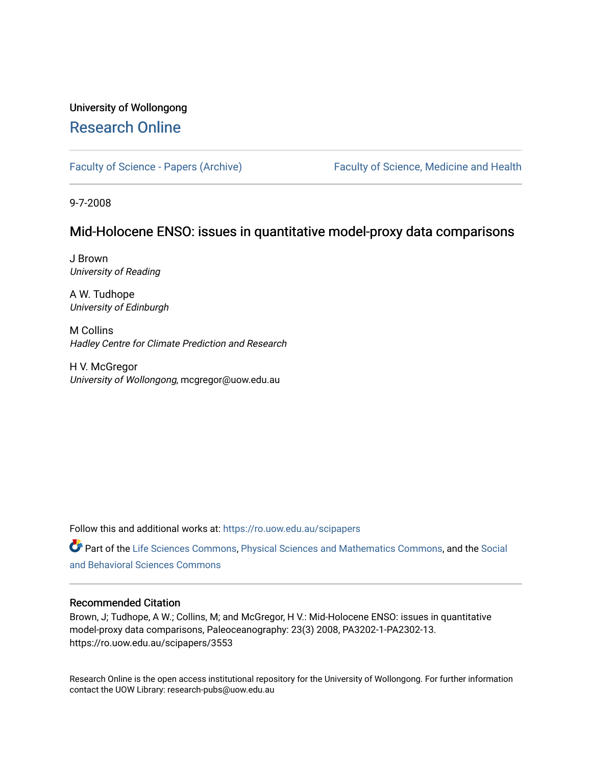University of Wollongong

# Research Online

Faculty of Science - Papers (Archive) | Faculty of Science, Medicine and Health

9-7-2008

## Mid-Holocene ENSO: issues in quantitative model-proxy data comparisons

J Brown
*University of Reading*

A W. Tudhope
*University of Edinburgh*

M Collins
*Hadley Centre for Climate Prediction and Research*

H V. McGregor
*University of Wollongong*, mcgregor@uow.edu.au

Follow this and additional works at: https://ro.uow.edu.au/scipapers

Part of the Life Sciences Commons, Physical Sciences and Mathematics Commons, and the Social and Behavioral Sciences Commons

### Recommended Citation

Brown, J; Tudhope, A W.; Collins, M; and McGregor, H V.: Mid-Holocene ENSO: issues in quantitative model-proxy data comparisons, Paleoceanography: 23(3) 2008, PA3202-1-PA2302-13.
https://ro.uow.edu.au/scipapers/3553

Research Online is the open access institutional repository for the University of Wollongong. For further information contact the UOW Library: research-pubs@uow.edu.au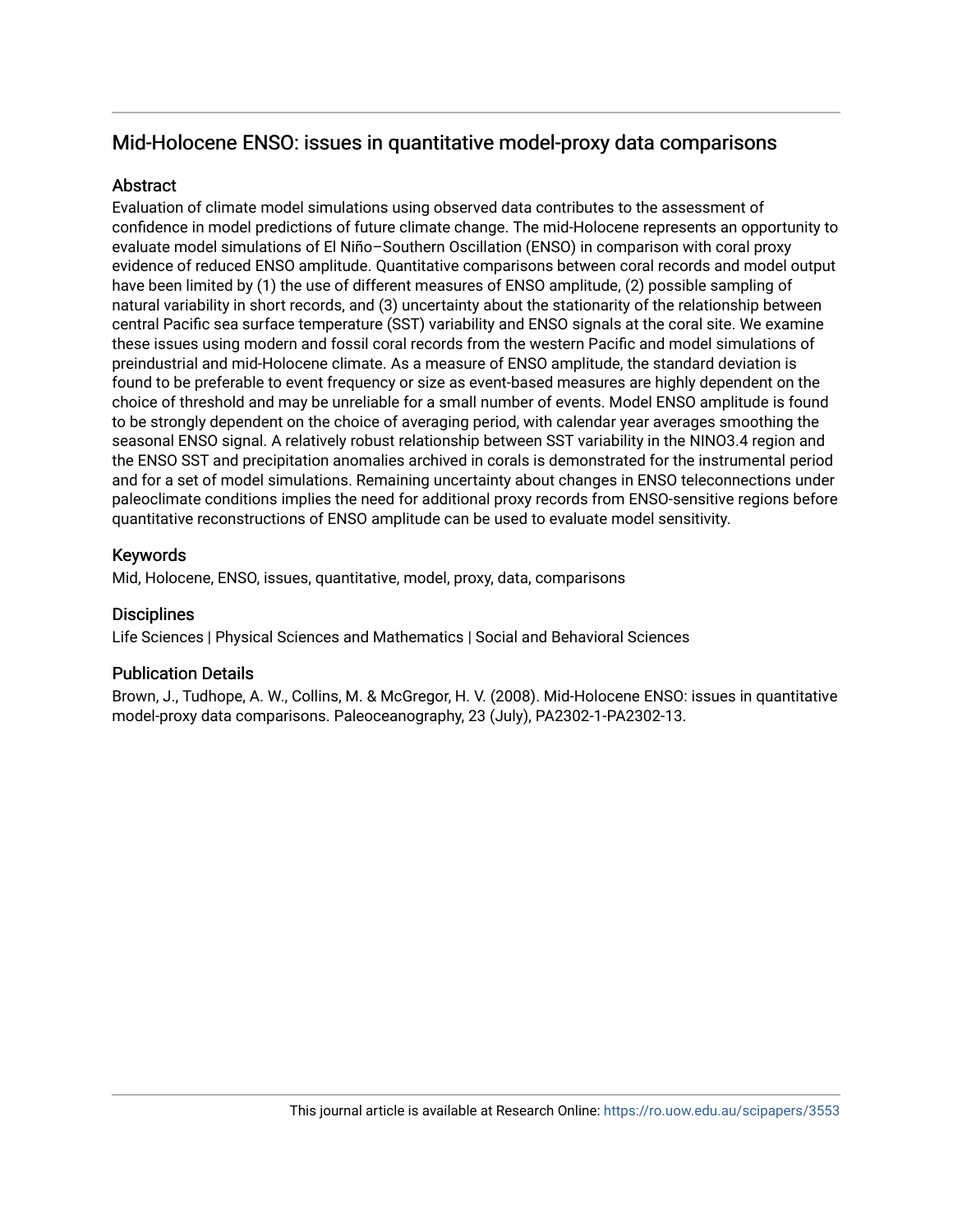# Mid-Holocene ENSO: issues in quantitative model-proxy data comparisons

## Abstract

Evaluation of climate model simulations using observed data contributes to the assessment of confidence in model predictions of future climate change. The mid-Holocene represents an opportunity to evaluate model simulations of El Niño–Southern Oscillation (ENSO) in comparison with coral proxy evidence of reduced ENSO amplitude. Quantitative comparisons between coral records and model output have been limited by (1) the use of different measures of ENSO amplitude, (2) possible sampling of natural variability in short records, and (3) uncertainty about the stationarity of the relationship between central Pacific sea surface temperature (SST) variability and ENSO signals at the coral site. We examine these issues using modern and fossil coral records from the western Pacific and model simulations of preindustrial and mid-Holocene climate. As a measure of ENSO amplitude, the standard deviation is found to be preferable to event frequency or size as event-based measures are highly dependent on the choice of threshold and may be unreliable for a small number of events. Model ENSO amplitude is found to be strongly dependent on the choice of averaging period, with calendar year averages smoothing the seasonal ENSO signal. A relatively robust relationship between SST variability in the NINO3.4 region and the ENSO SST and precipitation anomalies archived in corals is demonstrated for the instrumental period and for a set of model simulations. Remaining uncertainty about changes in ENSO teleconnections under paleoclimate conditions implies the need for additional proxy records from ENSO-sensitive regions before quantitative reconstructions of ENSO amplitude can be used to evaluate model sensitivity.

## Keywords

Mid, Holocene, ENSO, issues, quantitative, model, proxy, data, comparisons

## Disciplines

Life Sciences | Physical Sciences and Mathematics | Social and Behavioral Sciences

## Publication Details

Brown, J., Tudhope, A. W., Collins, M. & McGregor, H. V. (2008). Mid-Holocene ENSO: issues in quantitative model-proxy data comparisons. Paleoceanography, 23 (July), PA2302-1-PA2302-13.

This journal article is available at Research Online: https://ro.uow.edu.au/scipapers/3553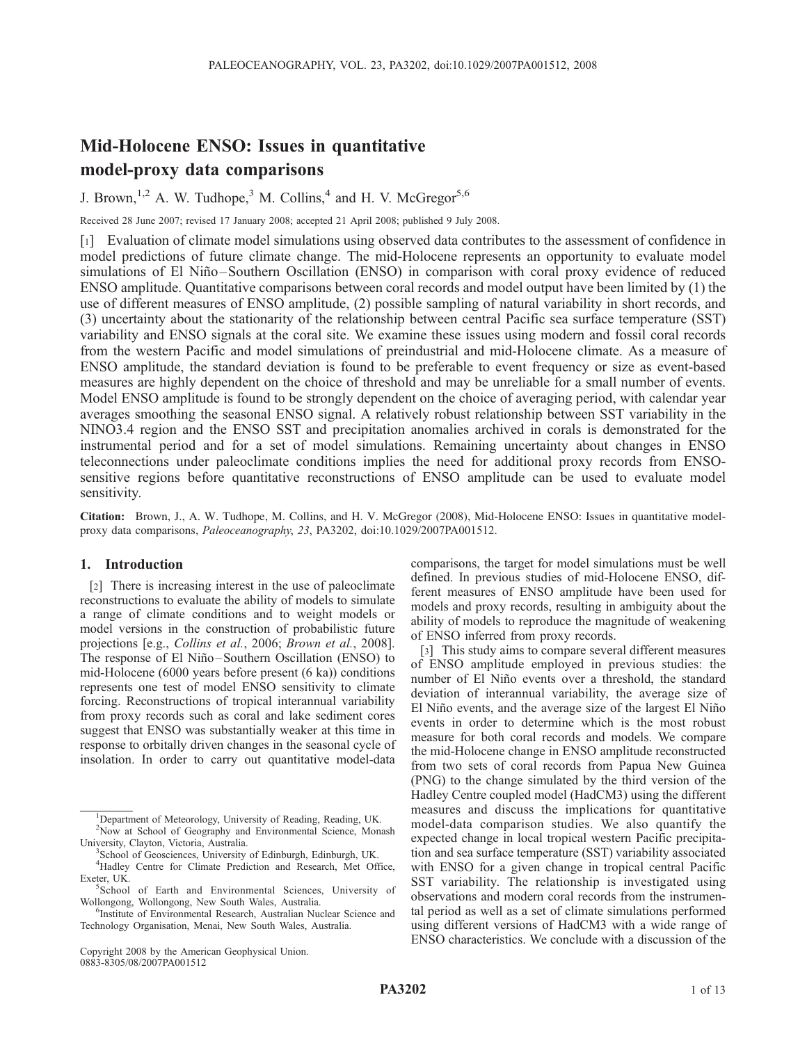# Mid-Holocene ENSO: Issues in quantitative model-proxy data comparisons

J. Brown,[1,2] A. W. Tudhope,[3] M. Collins,[4] and H. V. McGregor[5,6]

Received 28 June 2007; revised 17 January 2008; accepted 21 April 2008; published 9 July 2008.

[1] Evaluation of climate model simulations using observed data contributes to the assessment of confidence in model predictions of future climate change. The mid-Holocene represents an opportunity to evaluate model simulations of El Niño–Southern Oscillation (ENSO) in comparison with coral proxy evidence of reduced ENSO amplitude. Quantitative comparisons between coral records and model output have been limited by (1) the use of different measures of ENSO amplitude, (2) possible sampling of natural variability in short records, and (3) uncertainty about the stationarity of the relationship between central Pacific sea surface temperature (SST) variability and ENSO signals at the coral site. We examine these issues using modern and fossil coral records from the western Pacific and model simulations of preindustrial and mid-Holocene climate. As a measure of ENSO amplitude, the standard deviation is found to be preferable to event frequency or size as event-based measures are highly dependent on the choice of threshold and may be unreliable for a small number of events. Model ENSO amplitude is found to be strongly dependent on the choice of averaging period, with calendar year averages smoothing the seasonal ENSO signal. A relatively robust relationship between SST variability in the NINO3.4 region and the ENSO SST and precipitation anomalies archived in corals is demonstrated for the instrumental period and for a set of model simulations. Remaining uncertainty about changes in ENSO teleconnections under paleoclimate conditions implies the need for additional proxy records from ENSO-sensitive regions before quantitative reconstructions of ENSO amplitude can be used to evaluate model sensitivity.

**Citation:** Brown, J., A. W. Tudhope, M. Collins, and H. V. McGregor (2008), Mid-Holocene ENSO: Issues in quantitative model-proxy data comparisons, *Paleoceanography*, *23*, PA3202, doi:10.1029/2007PA001512.

## 1. Introduction

[2] There is increasing interest in the use of paleoclimate reconstructions to evaluate the ability of models to simulate a range of climate conditions and to weight models or model versions in the construction of probabilistic future projections [e.g., *Collins et al.*, 2006; *Brown et al.*, 2008]. The response of El Niño–Southern Oscillation (ENSO) to mid-Holocene (6000 years before present (6 ka)) conditions represents one test of model ENSO sensitivity to climate forcing. Reconstructions of tropical interannual variability from proxy records such as coral and lake sediment cores suggest that ENSO was substantially weaker at this time in response to orbitally driven changes in the seasonal cycle of insolation. In order to carry out quantitative model-data comparisons, the target for model simulations must be well defined. In previous studies of mid-Holocene ENSO, different measures of ENSO amplitude have been used for models and proxy records, resulting in ambiguity about the ability of models to reproduce the magnitude of weakening of ENSO inferred from proxy records.

[3] This study aims to compare several different measures of ENSO amplitude employed in previous studies: the number of El Niño events over a threshold, the standard deviation of interannual variability, the average size of El Niño events, and the average size of the largest El Niño events in order to determine which is the most robust measure for both coral records and models. We compare the mid-Holocene change in ENSO amplitude reconstructed from two sets of coral records from Papua New Guinea (PNG) to the change simulated by the third version of the Hadley Centre coupled model (HadCM3) using the different measures and discuss the implications for quantitative model-data comparison studies. We also quantify the expected change in local tropical western Pacific precipitation and sea surface temperature (SST) variability associated with ENSO for a given change in tropical central Pacific SST variability. The relationship is investigated using observations and modern coral records from the instrumental period as well as a set of climate simulations performed using different versions of HadCM3 with a wide range of ENSO characteristics. We conclude with a discussion of the

[1]Department of Meteorology, University of Reading, Reading, UK.
[2]Now at School of Geography and Environmental Science, Monash University, Clayton, Victoria, Australia.
[3]School of Geosciences, University of Edinburgh, Edinburgh, UK.
[4]Hadley Centre for Climate Prediction and Research, Met Office, Exeter, UK.
[5]School of Earth and Environmental Sciences, University of Wollongong, Wollongong, New South Wales, Australia.
[6]Institute of Environmental Research, Australian Nuclear Science and Technology Organisation, Menai, New South Wales, Australia.

Copyright 2008 by the American Geophysical Union.
0883-8305/08/2007PA001512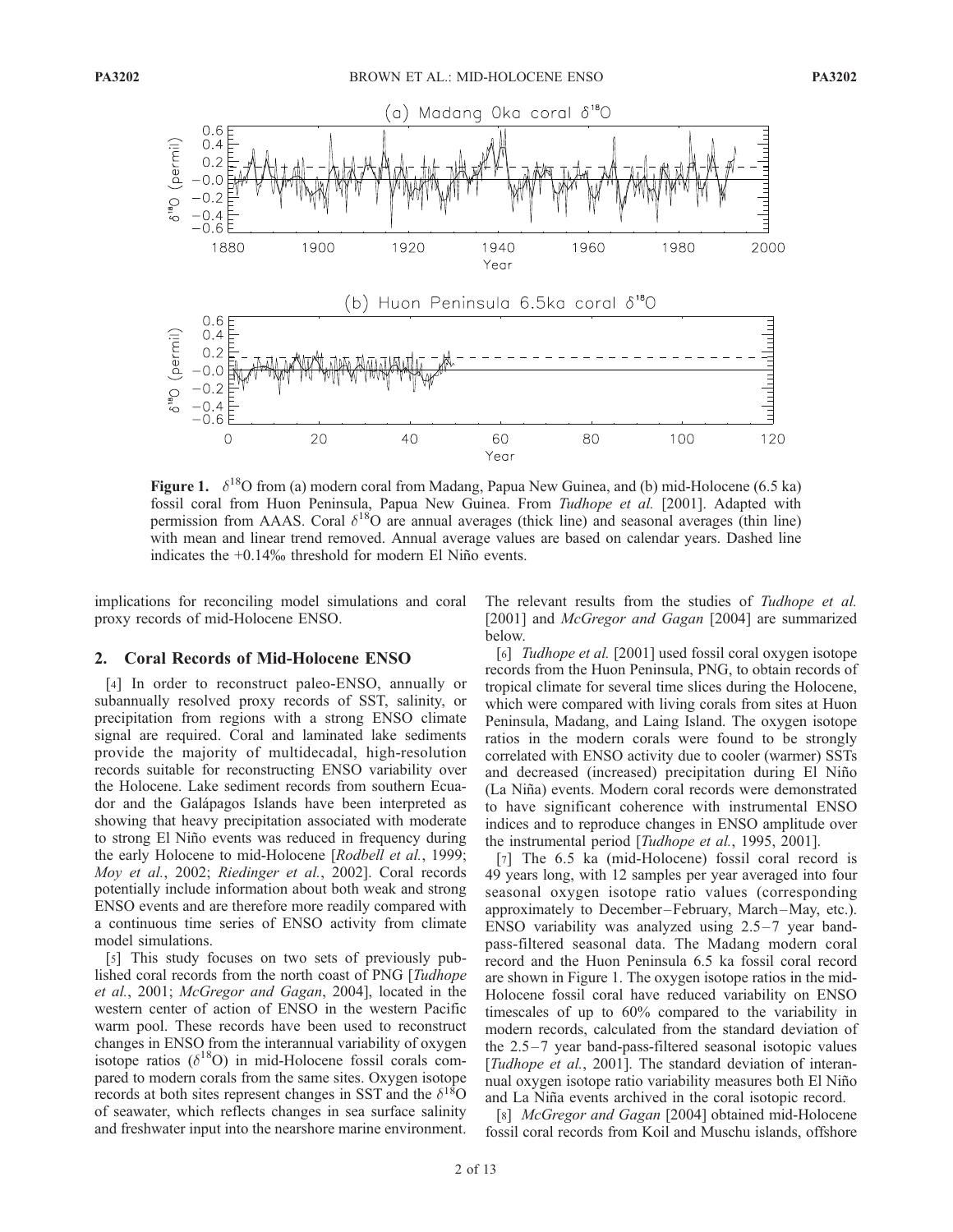**Figure 1.** $\delta^{18}$O from (a) modern coral from Madang, Papua New Guinea, and (b) mid-Holocene (6.5 ka) fossil coral from Huon Peninsula, Papua New Guinea. From *Tudhope et al.* [2001]. Adapted with permission from AAAS. Coral $\delta^{18}$O are annual averages (thick line) and seasonal averages (thin line) with mean and linear trend removed. Annual average values are based on calendar years. Dashed line indicates the +0.14‰ threshold for modern El Niño events.

implications for reconciling model simulations and coral proxy records of mid-Holocene ENSO.

## 2. Coral Records of Mid-Holocene ENSO

[4] In order to reconstruct paleo-ENSO, annually or subannually resolved proxy records of SST, salinity, or precipitation from regions with a strong ENSO climate signal are required. Coral and laminated lake sediments provide the majority of multidecadal, high-resolution records suitable for reconstructing ENSO variability over the Holocene. Lake sediment records from southern Ecuador and the Galápagos Islands have been interpreted as showing that heavy precipitation associated with moderate to strong El Niño events was reduced in frequency during the early Holocene to mid-Holocene [*Rodbell et al.*, 1999; *Moy et al.*, 2002; *Riedinger et al.*, 2002]. Coral records potentially include information about both weak and strong ENSO events and are therefore more readily compared with a continuous time series of ENSO activity from climate model simulations.

[5] This study focuses on two sets of previously published coral records from the north coast of PNG [*Tudhope et al.*, 2001; *McGregor and Gagan*, 2004], located in the western center of action of ENSO in the western Pacific warm pool. These records have been used to reconstruct changes in ENSO from the interannual variability of oxygen isotope ratios ($\delta^{18}$O) in mid-Holocene fossil corals compared to modern corals from the same sites. Oxygen isotope records at both sites represent changes in SST and the $\delta^{18}$O of seawater, which reflects changes in sea surface salinity and freshwater input into the nearshore marine environment. The relevant results from the studies of *Tudhope et al.* [2001] and *McGregor and Gagan* [2004] are summarized below.

[6] *Tudhope et al.* [2001] used fossil coral oxygen isotope records from the Huon Peninsula, PNG, to obtain records of tropical climate for several time slices during the Holocene, which were compared with living corals from sites at Huon Peninsula, Madang, and Laing Island. The oxygen isotope ratios in the modern corals were found to be strongly correlated with ENSO activity due to cooler (warmer) SSTs and decreased (increased) precipitation during El Niño (La Niña) events. Modern coral records were demonstrated to have significant coherence with instrumental ENSO indices and to reproduce changes in ENSO amplitude over the instrumental period [*Tudhope et al.*, 1995, 2001].

[7] The 6.5 ka (mid-Holocene) fossil coral record is 49 years long, with 12 samples per year averaged into four seasonal oxygen isotope ratio values (corresponding approximately to December–February, March–May, etc.). ENSO variability was analyzed using 2.5–7 year band-pass-filtered seasonal data. The Madang modern coral record and the Huon Peninsula 6.5 ka fossil coral record are shown in Figure 1. The oxygen isotope ratios in the mid-Holocene fossil coral have reduced variability on ENSO timescales of up to 60% compared to the variability in modern records, calculated from the standard deviation of the 2.5–7 year band-pass-filtered seasonal isotopic values [*Tudhope et al.*, 2001]. The standard deviation of interannual oxygen isotope ratio variability measures both El Niño and La Niña events archived in the coral isotopic record.

[8] *McGregor and Gagan* [2004] obtained mid-Holocene fossil coral records from Koil and Muschu islands, offshore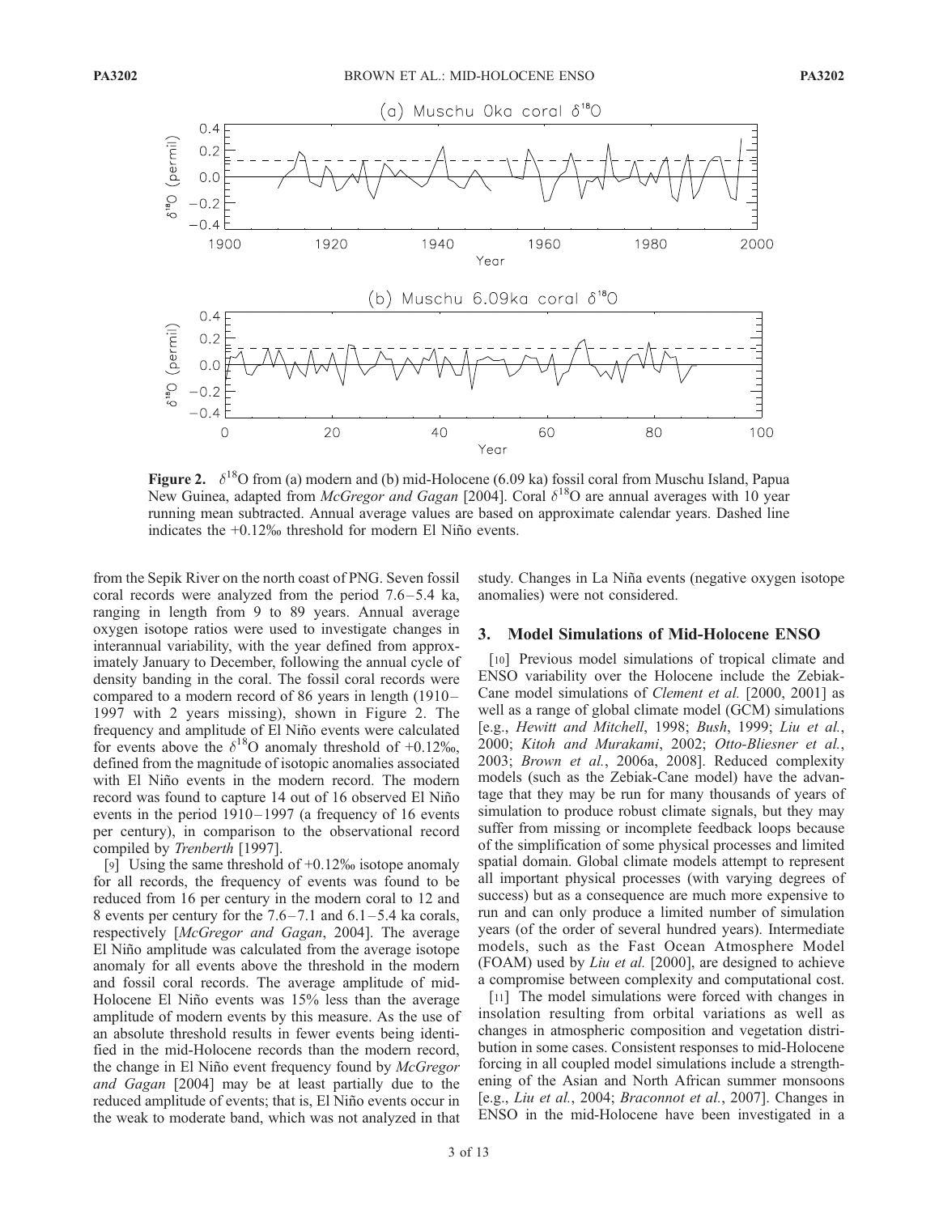**Figure 2.** $\delta^{18}$O from (a) modern and (b) mid-Holocene (6.09 ka) fossil coral from Muschu Island, Papua New Guinea, adapted from *McGregor and Gagan* [2004]. Coral $\delta^{18}$O are annual averages with 10 year running mean subtracted. Annual average values are based on approximate calendar years. Dashed line indicates the +0.12‰ threshold for modern El Niño events.

from the Sepik River on the north coast of PNG. Seven fossil coral records were analyzed from the period 7.6–5.4 ka, ranging in length from 9 to 89 years. Annual average oxygen isotope ratios were used to investigate changes in interannual variability, with the year defined from approximately January to December, following the annual cycle of density banding in the coral. The fossil coral records were compared to a modern record of 86 years in length (1910–1997 with 2 years missing), shown in Figure 2. The frequency and amplitude of El Niño events were calculated for events above the $\delta^{18}$O anomaly threshold of +0.12‰, defined from the magnitude of isotopic anomalies associated with El Niño events in the modern record. The modern record was found to capture 14 out of 16 observed El Niño events in the period 1910–1997 (a frequency of 16 events per century), in comparison to the observational record compiled by *Trenberth* [1997].

[9] Using the same threshold of +0.12‰ isotope anomaly for all records, the frequency of events was found to be reduced from 16 per century in the modern coral to 12 and 8 events per century for the 7.6–7.1 and 6.1–5.4 ka corals, respectively [*McGregor and Gagan*, 2004]. The average El Niño amplitude was calculated from the average isotope anomaly for all events above the threshold in the modern and fossil coral records. The average amplitude of mid-Holocene El Niño events was 15% less than the average amplitude of modern events by this measure. As the use of an absolute threshold results in fewer events being identified in the mid-Holocene records than the modern record, the change in El Niño event frequency found by *McGregor and Gagan* [2004] may be at least partially due to the reduced amplitude of events; that is, El Niño events occur in the weak to moderate band, which was not analyzed in that study. Changes in La Niña events (negative oxygen isotope anomalies) were not considered.

## 3. Model Simulations of Mid-Holocene ENSO

[10] Previous model simulations of tropical climate and ENSO variability over the Holocene include the Zebiak-Cane model simulations of *Clement et al.* [2000, 2001] as well as a range of global climate model (GCM) simulations [e.g., *Hewitt and Mitchell*, 1998; *Bush*, 1999; *Liu et al.*, 2000; *Kitoh and Murakami*, 2002; *Otto-Bliesner et al.*, 2003; *Brown et al.*, 2006a, 2008]. Reduced complexity models (such as the Zebiak-Cane model) have the advantage that they may be run for many thousands of years of simulation to produce robust climate signals, but they may suffer from missing or incomplete feedback loops because of the simplification of some physical processes and limited spatial domain. Global climate models attempt to represent all important physical processes (with varying degrees of success) but as a consequence are much more expensive to run and can only produce a limited number of simulation years (of the order of several hundred years). Intermediate models, such as the Fast Ocean Atmosphere Model (FOAM) used by *Liu et al.* [2000], are designed to achieve a compromise between complexity and computational cost.

[11] The model simulations were forced with changes in insolation resulting from orbital variations as well as changes in atmospheric composition and vegetation distribution in some cases. Consistent responses to mid-Holocene forcing in all coupled model simulations include a strengthening of the Asian and North African summer monsoons [e.g., *Liu et al.*, 2004; *Braconnot et al.*, 2007]. Changes in ENSO in the mid-Holocene have been investigated in a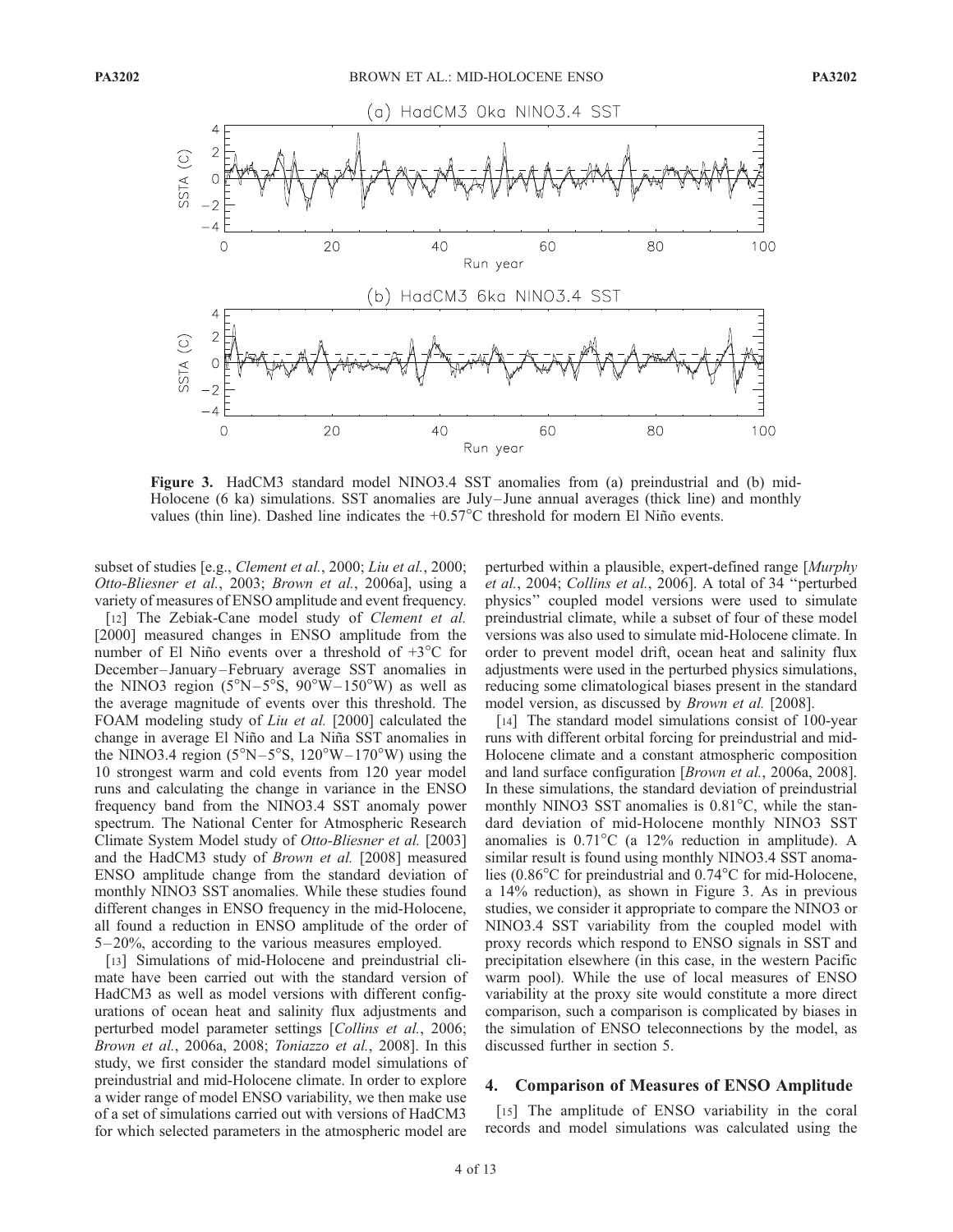**Figure 3.** HadCM3 standard model NINO3.4 SST anomalies from (a) preindustrial and (b) mid-Holocene (6 ka) simulations. SST anomalies are July–June annual averages (thick line) and monthly values (thin line). Dashed line indicates the +0.57°C threshold for modern El Niño events.

subset of studies [e.g., *Clement et al.*, 2000; *Liu et al.*, 2000; *Otto-Bliesner et al.*, 2003; *Brown et al.*, 2006a], using a variety of measures of ENSO amplitude and event frequency.

[12] The Zebiak-Cane model study of *Clement et al.* [2000] measured changes in ENSO amplitude from the number of El Niño events over a threshold of +3°C for December–January–February average SST anomalies in the NINO3 region (5°N–5°S, 90°W–150°W) as well as the average magnitude of events over this threshold. The FOAM modeling study of *Liu et al.* [2000] calculated the change in average El Niño and La Niña SST anomalies in the NINO3.4 region (5°N–5°S, 120°W–170°W) using the 10 strongest warm and cold events from 120 year model runs and calculating the change in variance in the ENSO frequency band from the NINO3.4 SST anomaly power spectrum. The National Center for Atmospheric Research Climate System Model study of *Otto-Bliesner et al.* [2003] and the HadCM3 study of *Brown et al.* [2008] measured ENSO amplitude change from the standard deviation of monthly NINO3 SST anomalies. While these studies found different changes in ENSO frequency in the mid-Holocene, all found a reduction in ENSO amplitude of the order of 5–20%, according to the various measures employed.

[13] Simulations of mid-Holocene and preindustrial climate have been carried out with the standard version of HadCM3 as well as model versions with different configurations of ocean heat and salinity flux adjustments and perturbed model parameter settings [*Collins et al.*, 2006; *Brown et al.*, 2006a, 2008; *Toniazzo et al.*, 2008]. In this study, we first consider the standard model simulations of preindustrial and mid-Holocene climate. In order to explore a wider range of model ENSO variability, we then make use of a set of simulations carried out with versions of HadCM3 for which selected parameters in the atmospheric model are perturbed within a plausible, expert-defined range [*Murphy et al.*, 2004; *Collins et al.*, 2006]. A total of 34 "perturbed physics" coupled model versions were used to simulate preindustrial climate, while a subset of four of these model versions was also used to simulate mid-Holocene climate. In order to prevent model drift, ocean heat and salinity flux adjustments were used in the perturbed physics simulations, reducing some climatological biases present in the standard model version, as discussed by *Brown et al.* [2008].

[14] The standard model simulations consist of 100-year runs with different orbital forcing for preindustrial and mid-Holocene climate and a constant atmospheric composition and land surface configuration [*Brown et al.*, 2006a, 2008]. In these simulations, the standard deviation of preindustrial monthly NINO3 SST anomalies is 0.81°C, while the standard deviation of mid-Holocene monthly NINO3 SST anomalies is 0.71°C (a 12% reduction in amplitude). A similar result is found using monthly NINO3.4 SST anomalies (0.86°C for preindustrial and 0.74°C for mid-Holocene, a 14% reduction), as shown in Figure 3. As in previous studies, we consider it appropriate to compare the NINO3 or NINO3.4 SST variability from the coupled model with proxy records which respond to ENSO signals in SST and precipitation elsewhere (in this case, in the western Pacific warm pool). While the use of local measures of ENSO variability at the proxy site would constitute a more direct comparison, such a comparison is complicated by biases in the simulation of ENSO teleconnections by the model, as discussed further in section 5.

## 4. Comparison of Measures of ENSO Amplitude

[15] The amplitude of ENSO variability in the coral records and model simulations was calculated using the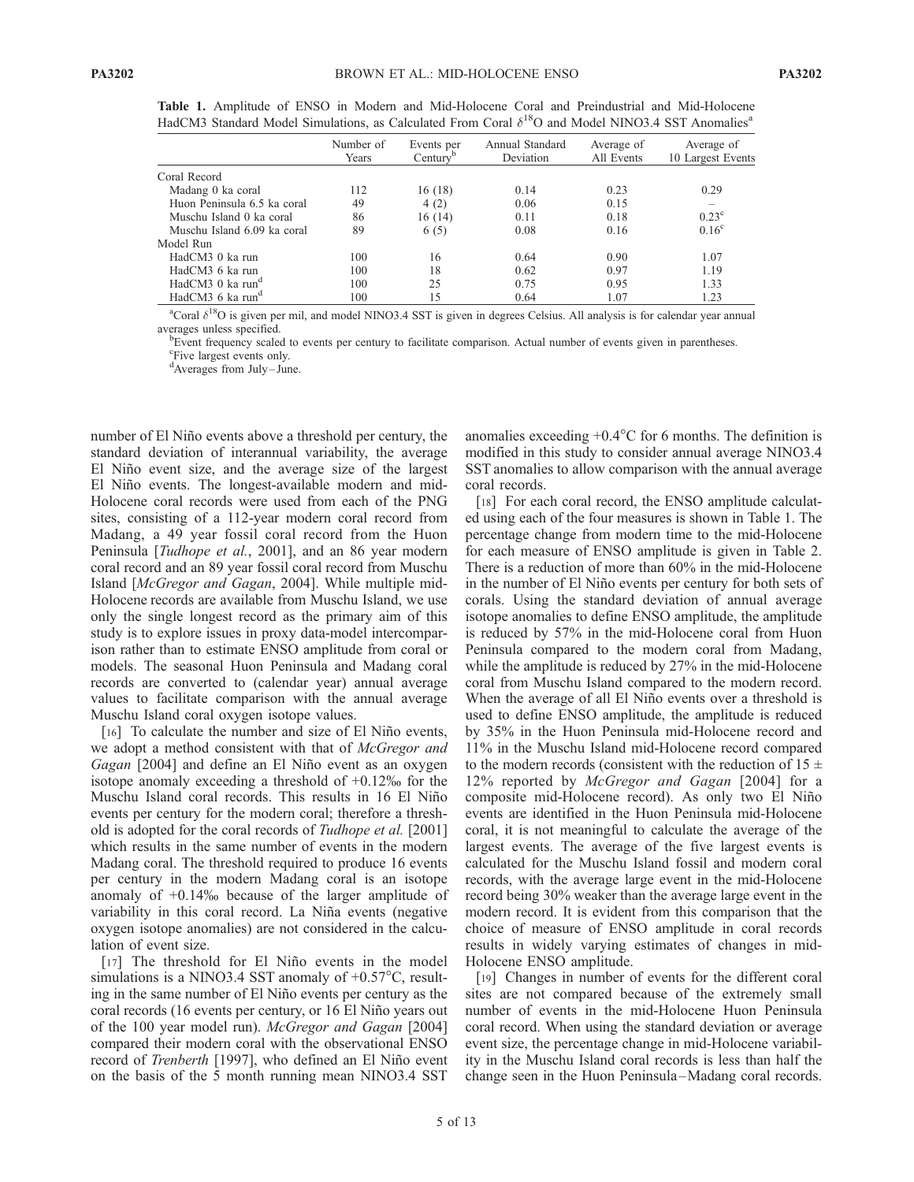**Table 1.** Amplitude of ENSO in Modern and Mid-Holocene Coral and Preindustrial and Mid-Holocene HadCM3 Standard Model Simulations, as Calculated From Coral $\delta^{18}O$ and Model NINO3.4 SST Anomalies[a]

| | Number of Years | Events per Century[b] | Annual Standard Deviation | Average of All Events | Average of 10 Largest Events |
|---|---|---|---|---|---|
| Coral Record | | | | | |
| Madang 0 ka coral | 112 | 16 (18) | 0.14 | 0.23 | 0.29 |
| Huon Peninsula 6.5 ka coral | 49 | 4 (2) | 0.06 | 0.15 | – |
| Muschu Island 0 ka coral | 86 | 16 (14) | 0.11 | 0.18 | 0.23[c] |
| Muschu Island 6.09 ka coral | 89 | 6 (5) | 0.08 | 0.16 | 0.16[c] |
| Model Run | | | | | |
| HadCM3 0 ka run | 100 | 16 | 0.64 | 0.90 | 1.07 |
| HadCM3 6 ka run | 100 | 18 | 0.62 | 0.97 | 1.19 |
| HadCM3 0 ka run[d] | 100 | 25 | 0.75 | 0.95 | 1.33 |
| HadCM3 6 ka run[d] | 100 | 15 | 0.64 | 1.07 | 1.23 |

[a]Coral $\delta^{18}O$ is given per mil, and model NINO3.4 SST is given in degrees Celsius. All analysis is for calendar year annual averages unless specified.
[b]Event frequency scaled to events per century to facilitate comparison. Actual number of events given in parentheses.
[c]Five largest events only.
[d]Averages from July–June.

number of El Niño events above a threshold per century, the standard deviation of interannual variability, the average El Niño event size, and the average size of the largest El Niño events. The longest-available modern and mid-Holocene coral records were used from each of the PNG sites, consisting of a 112-year modern coral record from Madang, a 49 year fossil coral record from the Huon Peninsula [*Tudhope et al.*, 2001], and an 86 year modern coral record and an 89 year fossil coral record from Muschu Island [*McGregor and Gagan*, 2004]. While multiple mid-Holocene records are available from Muschu Island, we use only the single longest record as the primary aim of this study is to explore issues in proxy data-model intercomparison rather than to estimate ENSO amplitude from coral or models. The seasonal Huon Peninsula and Madang coral records are converted to (calendar year) annual average values to facilitate comparison with the annual average Muschu Island coral oxygen isotope values.

[16] To calculate the number and size of El Niño events, we adopt a method consistent with that of *McGregor and Gagan* [2004] and define an El Niño event as an oxygen isotope anomaly exceeding a threshold of +0.12‰ for the Muschu Island coral records. This results in 16 El Niño events per century for the modern coral; therefore a threshold is adopted for the coral records of *Tudhope et al.* [2001] which results in the same number of events in the modern Madang coral. The threshold required to produce 16 events per century in the modern Madang coral is an isotope anomaly of +0.14‰ because of the larger amplitude of variability in this coral record. La Niña events (negative oxygen isotope anomalies) are not considered in the calculation of event size.

[17] The threshold for El Niño events in the model simulations is a NINO3.4 SST anomaly of +0.57°C, resulting in the same number of El Niño events per century as the coral records (16 events per century, or 16 El Niño years out of the 100 year model run). *McGregor and Gagan* [2004] compared their modern coral with the observational ENSO record of *Trenberth* [1997], who defined an El Niño event on the basis of the 5 month running mean NINO3.4 SST anomalies exceeding +0.4°C for 6 months. The definition is modified in this study to consider annual average NINO3.4 SST anomalies to allow comparison with the annual average coral records.

[18] For each coral record, the ENSO amplitude calculated using each of the four measures is shown in Table 1. The percentage change from modern time to the mid-Holocene for each measure of ENSO amplitude is given in Table 2. There is a reduction of more than 60% in the mid-Holocene in the number of El Niño events per century for both sets of corals. Using the standard deviation of annual average isotope anomalies to define ENSO amplitude, the amplitude is reduced by 57% in the mid-Holocene coral from Huon Peninsula compared to the modern coral from Madang, while the amplitude is reduced by 27% in the mid-Holocene coral from Muschu Island compared to the modern record. When the average of all El Niño events over a threshold is used to define ENSO amplitude, the amplitude is reduced by 35% in the Huon Peninsula mid-Holocene record and 11% in the Muschu Island mid-Holocene record compared to the modern records (consistent with the reduction of 15 ± 12% reported by *McGregor and Gagan* [2004] for a composite mid-Holocene record). As only two El Niño events are identified in the Huon Peninsula mid-Holocene coral, it is not meaningful to calculate the average of the largest events. The average of the five largest events is calculated for the Muschu Island fossil and modern coral records, with the average large event in the mid-Holocene record being 30% weaker than the average large event in the modern record. It is evident from this comparison that the choice of measure of ENSO amplitude in coral records results in widely varying estimates of changes in mid-Holocene ENSO amplitude.

[19] Changes in number of events for the different coral sites are not compared because of the extremely small number of events in the mid-Holocene Huon Peninsula coral record. When using the standard deviation or average event size, the percentage change in mid-Holocene variability in the Muschu Island coral records is less than half the change seen in the Huon Peninsula–Madang coral records.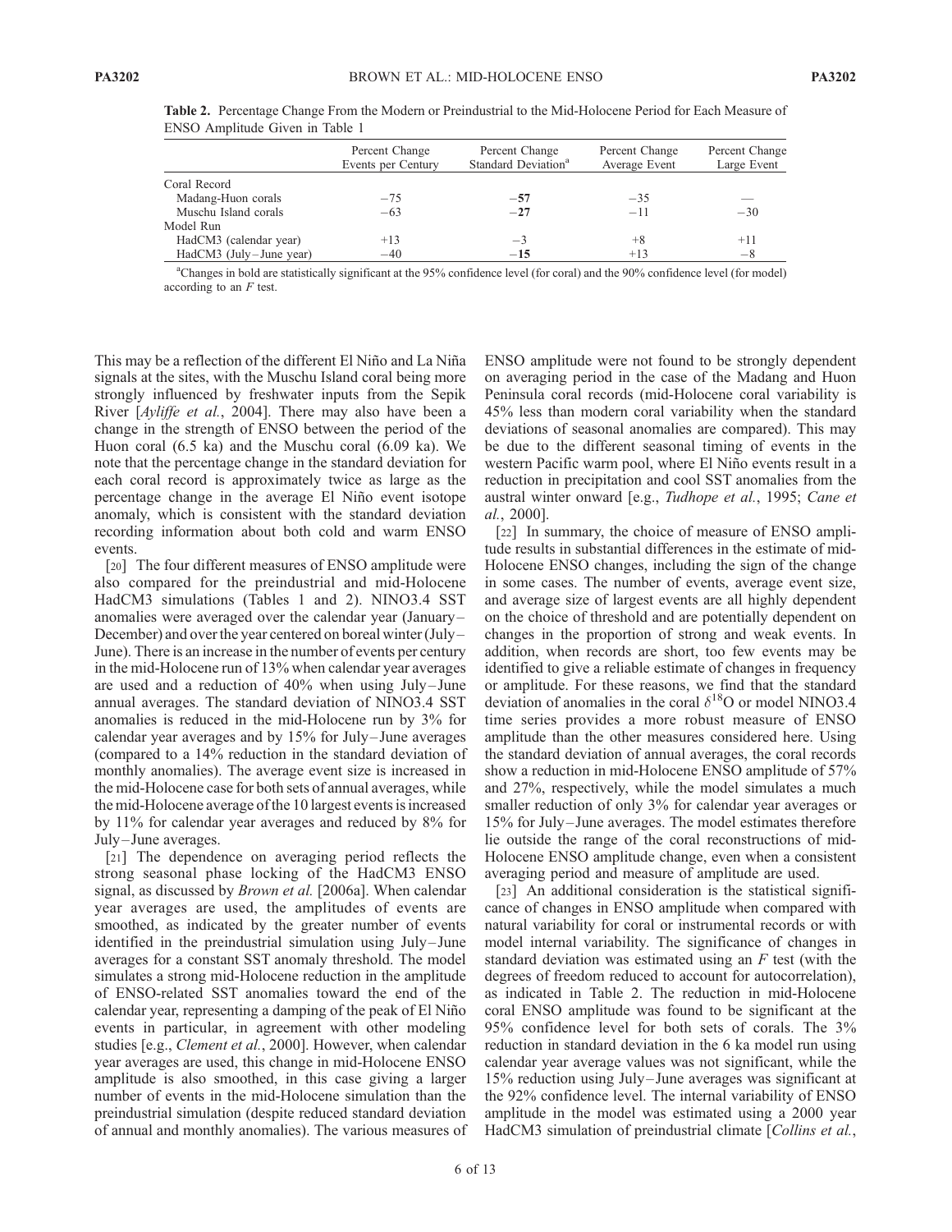**Table 2.** Percentage Change From the Modern or Preindustrial to the Mid-Holocene Period for Each Measure of ENSO Amplitude Given in Table 1

| | Percent Change Events per Century | Percent Change Standard Deviation[a] | Percent Change Average Event | Percent Change Large Event |
|---|---|---|---|---|
| Coral Record | | | | |
| Madang-Huon corals | −75 | **−57** | −35 | — |
| Muschu Island corals | −63 | **−27** | −11 | −30 |
| Model Run | | | | |
| HadCM3 (calendar year) | +13 | −3 | +8 | +11 |
| HadCM3 (July–June year) | −40 | **−15** | +13 | −8 |

[a]Changes in bold are statistically significant at the 95% confidence level (for coral) and the 90% confidence level (for model) according to an *F* test.

This may be a reflection of the different El Niño and La Niña signals at the sites, with the Muschu Island coral being more strongly influenced by freshwater inputs from the Sepik River [*Ayliffe et al.*, 2004]. There may also have been a change in the strength of ENSO between the period of the Huon coral (6.5 ka) and the Muschu coral (6.09 ka). We note that the percentage change in the standard deviation for each coral record is approximately twice as large as the percentage change in the average El Niño event isotope anomaly, which is consistent with the standard deviation recording information about both cold and warm ENSO events.

[20] The four different measures of ENSO amplitude were also compared for the preindustrial and mid-Holocene HadCM3 simulations (Tables 1 and 2). NINO3.4 SST anomalies were averaged over the calendar year (January–December) and over the year centered on boreal winter (July–June). There is an increase in the number of events per century in the mid-Holocene run of 13% when calendar year averages are used and a reduction of 40% when using July–June annual averages. The standard deviation of NINO3.4 SST anomalies is reduced in the mid-Holocene run by 3% for calendar year averages and by 15% for July–June averages (compared to a 14% reduction in the standard deviation of monthly anomalies). The average event size is increased in the mid-Holocene case for both sets of annual averages, while the mid-Holocene average of the 10 largest events is increased by 11% for calendar year averages and reduced by 8% for July–June averages.

[21] The dependence on averaging period reflects the strong seasonal phase locking of the HadCM3 ENSO signal, as discussed by *Brown et al.* [2006a]. When calendar year averages are used, the amplitudes of events are smoothed, as indicated by the greater number of events identified in the preindustrial simulation using July–June averages for a constant SST anomaly threshold. The model simulates a strong mid-Holocene reduction in the amplitude of ENSO-related SST anomalies toward the end of the calendar year, representing a damping of the peak of El Niño events in particular, in agreement with other modeling studies [e.g., *Clement et al.*, 2000]. However, when calendar year averages are used, this change in mid-Holocene ENSO amplitude is also smoothed, in this case giving a larger number of events in the mid-Holocene simulation than the preindustrial simulation (despite reduced standard deviation of annual and monthly anomalies). The various measures of ENSO amplitude were not found to be strongly dependent on averaging period in the case of the Madang and Huon Peninsula coral records (mid-Holocene coral variability is 45% less than modern coral variability when the standard deviations of seasonal anomalies are compared). This may be due to the different seasonal timing of events in the western Pacific warm pool, where El Niño events result in a reduction in precipitation and cool SST anomalies from the austral winter onward [e.g., *Tudhope et al.*, 1995; *Cane et al.*, 2000].

[22] In summary, the choice of measure of ENSO amplitude results in substantial differences in the estimate of mid-Holocene ENSO changes, including the sign of the change in some cases. The number of events, average event size, and average size of largest events are all highly dependent on the choice of threshold and are potentially dependent on changes in the proportion of strong and weak events. In addition, when records are short, too few events may be identified to give a reliable estimate of changes in frequency or amplitude. For these reasons, we find that the standard deviation of anomalies in the coral $\delta^{18}O$ or model NINO3.4 time series provides a more robust measure of ENSO amplitude than the other measures considered here. Using the standard deviation of annual averages, the coral records show a reduction in mid-Holocene ENSO amplitude of 57% and 27%, respectively, while the model simulates a much smaller reduction of only 3% for calendar year averages or 15% for July–June averages. The model estimates therefore lie outside the range of the coral reconstructions of mid-Holocene ENSO amplitude change, even when a consistent averaging period and measure of amplitude are used.

[23] An additional consideration is the statistical significance of changes in ENSO amplitude when compared with natural variability for coral or instrumental records or with model internal variability. The significance of changes in standard deviation was estimated using an *F* test (with the degrees of freedom reduced to account for autocorrelation), as indicated in Table 2. The reduction in mid-Holocene coral ENSO amplitude was found to be significant at the 95% confidence level for both sets of corals. The 3% reduction in standard deviation in the 6 ka model run using calendar year average values was not significant, while the 15% reduction using July–June averages was significant at the 92% confidence level. The internal variability of ENSO amplitude in the model was estimated using a 2000 year HadCM3 simulation of preindustrial climate [*Collins et al.*,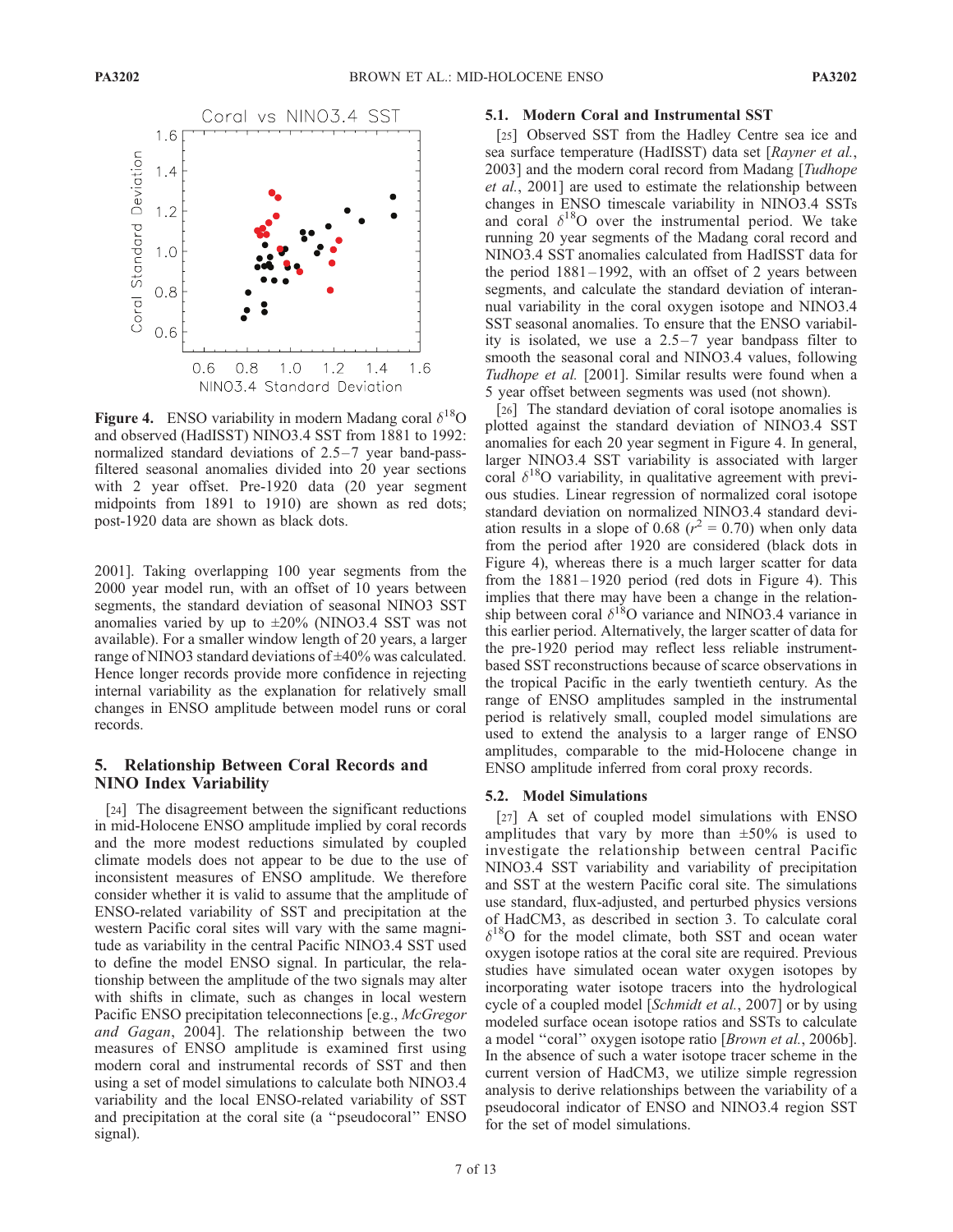**Figure 4.** ENSO variability in modern Madang coral $\delta^{18}O$ and observed (HadISST) NINO3.4 SST from 1881 to 1992: normalized standard deviations of 2.5–7 year band-pass-filtered seasonal anomalies divided into 20 year sections with 2 year offset. Pre-1920 data (20 year segment midpoints from 1891 to 1910) are shown as red dots; post-1920 data are shown as black dots.

2001]. Taking overlapping 100 year segments from the 2000 year model run, with an offset of 10 years between segments, the standard deviation of seasonal NINO3 SST anomalies varied by up to ±20% (NINO3.4 SST was not available). For a smaller window length of 20 years, a larger range of NINO3 standard deviations of ±40% was calculated. Hence longer records provide more confidence in rejecting internal variability as the explanation for relatively small changes in ENSO amplitude between model runs or coral records.

## 5. Relationship Between Coral Records and NINO Index Variability

[24] The disagreement between the significant reductions in mid-Holocene ENSO amplitude implied by coral records and the more modest reductions simulated by coupled climate models does not appear to be due to the use of inconsistent measures of ENSO amplitude. We therefore consider whether it is valid to assume that the amplitude of ENSO-related variability of SST and precipitation at the western Pacific coral sites will vary with the same magnitude as variability in the central Pacific NINO3.4 SST used to define the model ENSO signal. In particular, the relationship between the amplitude of the two signals may alter with shifts in climate, such as changes in local western Pacific ENSO precipitation teleconnections [e.g., *McGregor and Gagan*, 2004]. The relationship between the two measures of ENSO amplitude is examined first using modern coral and instrumental records of SST and then using a set of model simulations to calculate both NINO3.4 variability and the local ENSO-related variability of SST and precipitation at the coral site (a "pseudocoral" ENSO signal).

### 5.1. Modern Coral and Instrumental SST

[25] Observed SST from the Hadley Centre sea ice and sea surface temperature (HadISST) data set [*Rayner et al.*, 2003] and the modern coral record from Madang [*Tudhope et al.*, 2001] are used to estimate the relationship between changes in ENSO timescale variability in NINO3.4 SSTs and coral $\delta^{18}O$ over the instrumental period. We take running 20 year segments of the Madang coral record and NINO3.4 SST anomalies calculated from HadISST data for the period 1881–1992, with an offset of 2 years between segments, and calculate the standard deviation of interannual variability in the coral oxygen isotope and NINO3.4 SST seasonal anomalies. To ensure that the ENSO variability is isolated, we use a 2.5–7 year bandpass filter to smooth the seasonal coral and NINO3.4 values, following *Tudhope et al.* [2001]. Similar results were found when a 5 year offset between segments was used (not shown).

[26] The standard deviation of coral isotope anomalies is plotted against the standard deviation of NINO3.4 SST anomalies for each 20 year segment in Figure 4. In general, larger NINO3.4 SST variability is associated with larger coral $\delta^{18}O$ variability, in qualitative agreement with previous studies. Linear regression of normalized coral isotope standard deviation on normalized NINO3.4 standard deviation results in a slope of 0.68 ($r^2$ = 0.70) when only data from the period after 1920 are considered (black dots in Figure 4), whereas there is a much larger scatter for data from the 1881–1920 period (red dots in Figure 4). This implies that there may have been a change in the relationship between coral $\delta^{18}O$ variance and NINO3.4 variance in this earlier period. Alternatively, the larger scatter of data for the pre-1920 period may reflect less reliable instrument-based SST reconstructions because of scarce observations in the tropical Pacific in the early twentieth century. As the range of ENSO amplitudes sampled in the instrumental period is relatively small, coupled model simulations are used to extend the analysis to a larger range of ENSO amplitudes, comparable to the mid-Holocene change in ENSO amplitude inferred from coral proxy records.

### 5.2. Model Simulations

[27] A set of coupled model simulations with ENSO amplitudes that vary by more than ±50% is used to investigate the relationship between central Pacific NINO3.4 SST variability and variability of precipitation and SST at the western Pacific coral site. The simulations use standard, flux-adjusted, and perturbed physics versions of HadCM3, as described in section 3. To calculate coral $\delta^{18}O$ for the model climate, both SST and ocean water oxygen isotope ratios at the coral site are required. Previous studies have simulated ocean water oxygen isotopes by incorporating water isotope tracers into the hydrological cycle of a coupled model [*Schmidt et al.*, 2007] or by using modeled surface ocean isotope ratios and SSTs to calculate a model "coral" oxygen isotope ratio [*Brown et al.*, 2006b]. In the absence of such a water isotope tracer scheme in the current version of HadCM3, we utilize simple regression analysis to derive relationships between the variability of a pseudocoral indicator of ENSO and NINO3.4 region SST for the set of model simulations.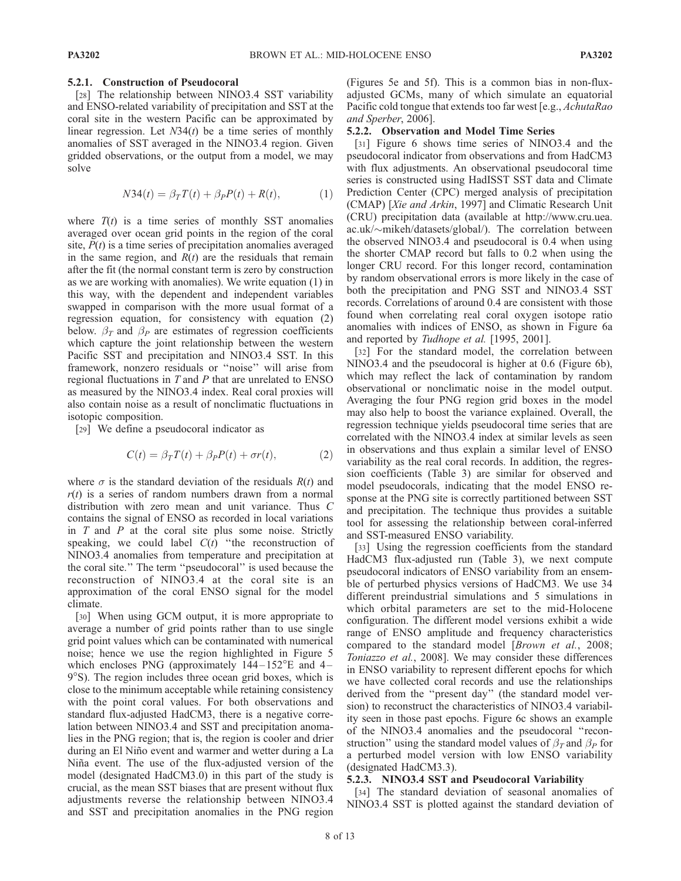#### 5.2.1. Construction of Pseudocoral

[28] The relationship between NINO3.4 SST variability and ENSO-related variability of precipitation and SST at the coral site in the western Pacific can be approximated by linear regression. Let $N34(t)$ be a time series of monthly anomalies of SST averaged in the NINO3.4 region. Given gridded observations, or the output from a model, we may solve

$$N34(t) = \beta_T T(t) + \beta_P P(t) + R(t), \qquad (1)$$

where $T(t)$ is a time series of monthly SST anomalies averaged over ocean grid points in the region of the coral site, $P(t)$ is a time series of precipitation anomalies averaged in the same region, and $R(t)$ are the residuals that remain after the fit (the normal constant term is zero by construction as we are working with anomalies). We write equation (1) in this way, with the dependent and independent variables swapped in comparison with the more usual format of a regression equation, for consistency with equation (2) below. $\beta_T$ and $\beta_P$ are estimates of regression coefficients which capture the joint relationship between the western Pacific SST and precipitation and NINO3.4 SST. In this framework, nonzero residuals or "noise" will arise from regional fluctuations in $T$ and $P$ that are unrelated to ENSO as measured by the NINO3.4 index. Real coral proxies will also contain noise as a result of nonclimatic fluctuations in isotopic composition.

[29] We define a pseudocoral indicator as

$$C(t) = \beta_T T(t) + \beta_P P(t) + \sigma r(t), \qquad (2)$$

where $\sigma$ is the standard deviation of the residuals $R(t)$ and $r(t)$ is a series of random numbers drawn from a normal distribution with zero mean and unit variance. Thus $C$ contains the signal of ENSO as recorded in local variations in $T$ and $P$ at the coral site plus some noise. Strictly speaking, we could label $C(t)$ "the reconstruction of NINO3.4 anomalies from temperature and precipitation at the coral site." The term "pseudocoral" is used because the reconstruction of NINO3.4 at the coral site is an approximation of the coral ENSO signal for the model climate.

[30] When using GCM output, it is more appropriate to average a number of grid points rather than to use single grid point values which can be contaminated with numerical noise; hence we use the region highlighted in Figure 5 which encloses PNG (approximately 144–152°E and 4–9°S). The region includes three ocean grid boxes, which is close to the minimum acceptable while retaining consistency with the point coral values. For both observations and standard flux-adjusted HadCM3, there is a negative correlation between NINO3.4 and SST and precipitation anomalies in the PNG region; that is, the region is cooler and drier during an El Niño event and warmer and wetter during a La Niña event. The use of the flux-adjusted version of the model (designated HadCM3.0) in this part of the study is crucial, as the mean SST biases that are present without flux adjustments reverse the relationship between NINO3.4 and SST and precipitation anomalies in the PNG region (Figures 5e and 5f). This is a common bias in non-flux-adjusted GCMs, many of which simulate an equatorial Pacific cold tongue that extends too far west [e.g., *AchutaRao and Sperber*, 2006].

#### 5.2.2. Observation and Model Time Series

[31] Figure 6 shows time series of NINO3.4 and the pseudocoral indicator from observations and from HadCM3 with flux adjustments. An observational pseudocoral time series is constructed using HadISST SST data and Climate Prediction Center (CPC) merged analysis of precipitation (CMAP) [*Xie and Arkin*, 1997] and Climatic Research Unit (CRU) precipitation data (available at http://www.cru.uea.ac.uk/~mikeh/datasets/global/). The correlation between the observed NINO3.4 and pseudocoral is 0.4 when using the shorter CMAP record but falls to 0.2 when using the longer CRU record. For this longer record, contamination by random observational errors is more likely in the case of both the precipitation and PNG SST and NINO3.4 SST records. Correlations of around 0.4 are consistent with those found when correlating real coral oxygen isotope ratio anomalies with indices of ENSO, as shown in Figure 6a and reported by *Tudhope et al.* [1995, 2001].

[32] For the standard model, the correlation between NINO3.4 and the pseudocoral is higher at 0.6 (Figure 6b), which may reflect the lack of contamination by random observational or nonclimatic noise in the model output. Averaging the four PNG region grid boxes in the model may also help to boost the variance explained. Overall, the regression technique yields pseudocoral time series that are correlated with the NINO3.4 index at similar levels as seen in observations and thus explain a similar level of ENSO variability as the real coral records. In addition, the regression coefficients (Table 3) are similar for observed and model pseudocorals, indicating that the model ENSO response at the PNG site is correctly partitioned between SST and precipitation. The technique thus provides a suitable tool for assessing the relationship between coral-inferred and SST-measured ENSO variability.

[33] Using the regression coefficients from the standard HadCM3 flux-adjusted run (Table 3), we next compute pseudocoral indicators of ENSO variability from an ensemble of perturbed physics versions of HadCM3. We use 34 different preindustrial simulations and 5 simulations in which orbital parameters are set to the mid-Holocene configuration. The different model versions exhibit a wide range of ENSO amplitude and frequency characteristics compared to the standard model [*Brown et al.*, 2008; *Toniazzo et al.*, 2008]. We may consider these differences in ENSO variability to represent different epochs for which we have collected coral records and use the relationships derived from the "present day" (the standard model version) to reconstruct the characteristics of NINO3.4 variability seen in those past epochs. Figure 6c shows an example of the NINO3.4 anomalies and the pseudocoral "reconstruction" using the standard model values of $\beta_T$ and $\beta_P$ for a perturbed model version with low ENSO variability (designated HadCM3.3).

#### 5.2.3. NINO3.4 SST and Pseudocoral Variability

[34] The standard deviation of seasonal anomalies of NINO3.4 SST is plotted against the standard deviation of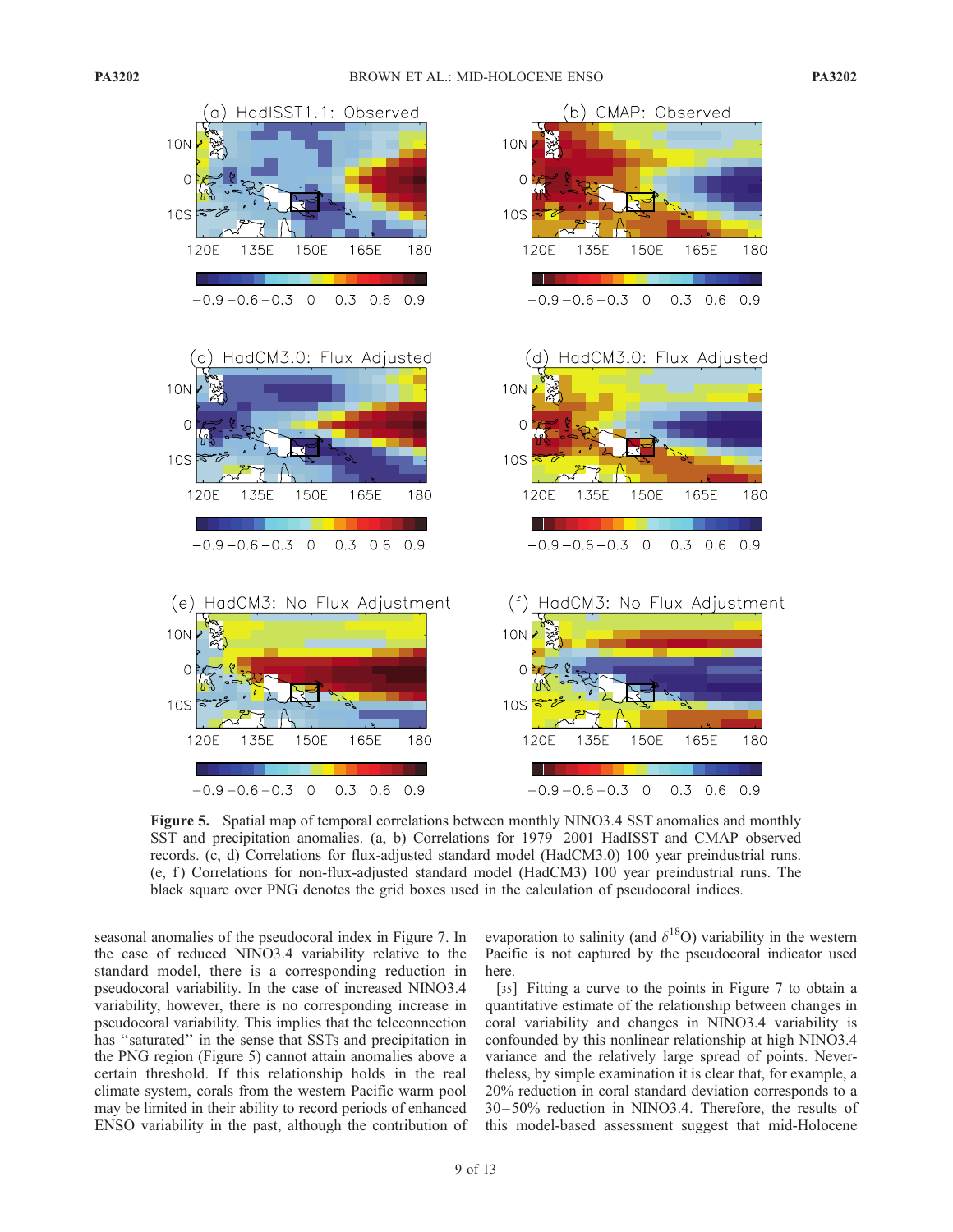**Figure 5.** Spatial map of temporal correlations between monthly NINO3.4 SST anomalies and monthly SST and precipitation anomalies. (a, b) Correlations for 1979–2001 HadISST and CMAP observed records. (c, d) Correlations for flux-adjusted standard model (HadCM3.0) 100 year preindustrial runs. (e, f) Correlations for non-flux-adjusted standard model (HadCM3) 100 year preindustrial runs. The black square over PNG denotes the grid boxes used in the calculation of pseudocoral indices.

seasonal anomalies of the pseudocoral index in Figure 7. In the case of reduced NINO3.4 variability relative to the standard model, there is a corresponding reduction in pseudocoral variability. In the case of increased NINO3.4 variability, however, there is no corresponding increase in pseudocoral variability. This implies that the teleconnection has "saturated" in the sense that SSTs and precipitation in the PNG region (Figure 5) cannot attain anomalies above a certain threshold. If this relationship holds in the real climate system, corals from the western Pacific warm pool may be limited in their ability to record periods of enhanced ENSO variability in the past, although the contribution of evaporation to salinity (and $\delta^{18}$O) variability in the western Pacific is not captured by the pseudocoral indicator used here.

[35] Fitting a curve to the points in Figure 7 to obtain a quantitative estimate of the relationship between changes in coral variability and changes in NINO3.4 variability is confounded by this nonlinear relationship at high NINO3.4 variance and the relatively large spread of points. Nevertheless, by simple examination it is clear that, for example, a 20% reduction in coral standard deviation corresponds to a 30–50% reduction in NINO3.4. Therefore, the results of this model-based assessment suggest that mid-Holocene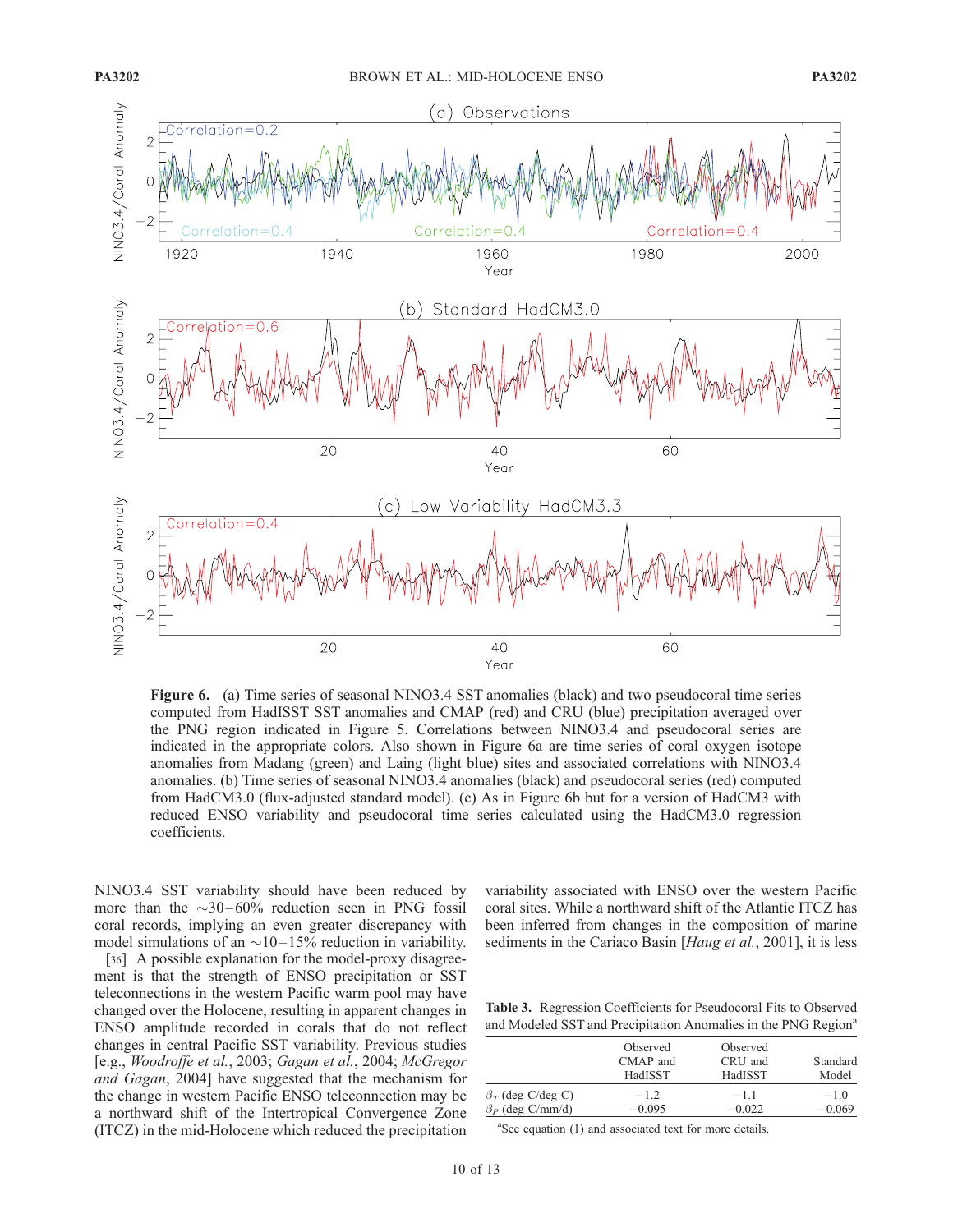**Figure 6.** (a) Time series of seasonal NINO3.4 SST anomalies (black) and two pseudocoral time series computed from HadISST SST anomalies and CMAP (red) and CRU (blue) precipitation averaged over the PNG region indicated in Figure 5. Correlations between NINO3.4 and pseudocoral series are indicated in the appropriate colors. Also shown in Figure 6a are time series of coral oxygen isotope anomalies from Madang (green) and Laing (light blue) sites and associated correlations with NINO3.4 anomalies. (b) Time series of seasonal NINO3.4 anomalies (black) and pseudocoral series (red) computed from HadCM3.0 (flux-adjusted standard model). (c) As in Figure 6b but for a version of HadCM3 with reduced ENSO variability and pseudocoral time series calculated using the HadCM3.0 regression coefficients.

NINO3.4 SST variability should have been reduced by more than the ~30–60% reduction seen in PNG fossil coral records, implying an even greater discrepancy with model simulations of an ~10–15% reduction in variability.

[36] A possible explanation for the model-proxy disagreement is that the strength of ENSO precipitation or SST teleconnections in the western Pacific warm pool may have changed over the Holocene, resulting in apparent changes in ENSO amplitude recorded in corals that do not reflect changes in central Pacific SST variability. Previous studies [e.g., *Woodroffe et al.*, 2003; *Gagan et al.*, 2004; *McGregor and Gagan*, 2004] have suggested that the mechanism for the change in western Pacific ENSO teleconnection may be a northward shift of the Intertropical Convergence Zone (ITCZ) in the mid-Holocene which reduced the precipitation variability associated with ENSO over the western Pacific coral sites. While a northward shift of the Atlantic ITCZ has been inferred from changes in the composition of marine sediments in the Cariaco Basin [*Haug et al.*, 2001], it is less

**Table 3.** Regression Coefficients for Pseudocoral Fits to Observed and Modeled SST and Precipitation Anomalies in the PNG Region[a]

| | Observed CMAP and HadISST | Observed CRU and HadISST | Standard Model |
|---|---|---|---|
| $\beta_T$ (deg C/deg C) | −1.2 | −1.1 | −1.0 |
| $\beta_P$ (deg C/mm/d) | −0.095 | −0.022 | −0.069 |

[a]See equation (1) and associated text for more details.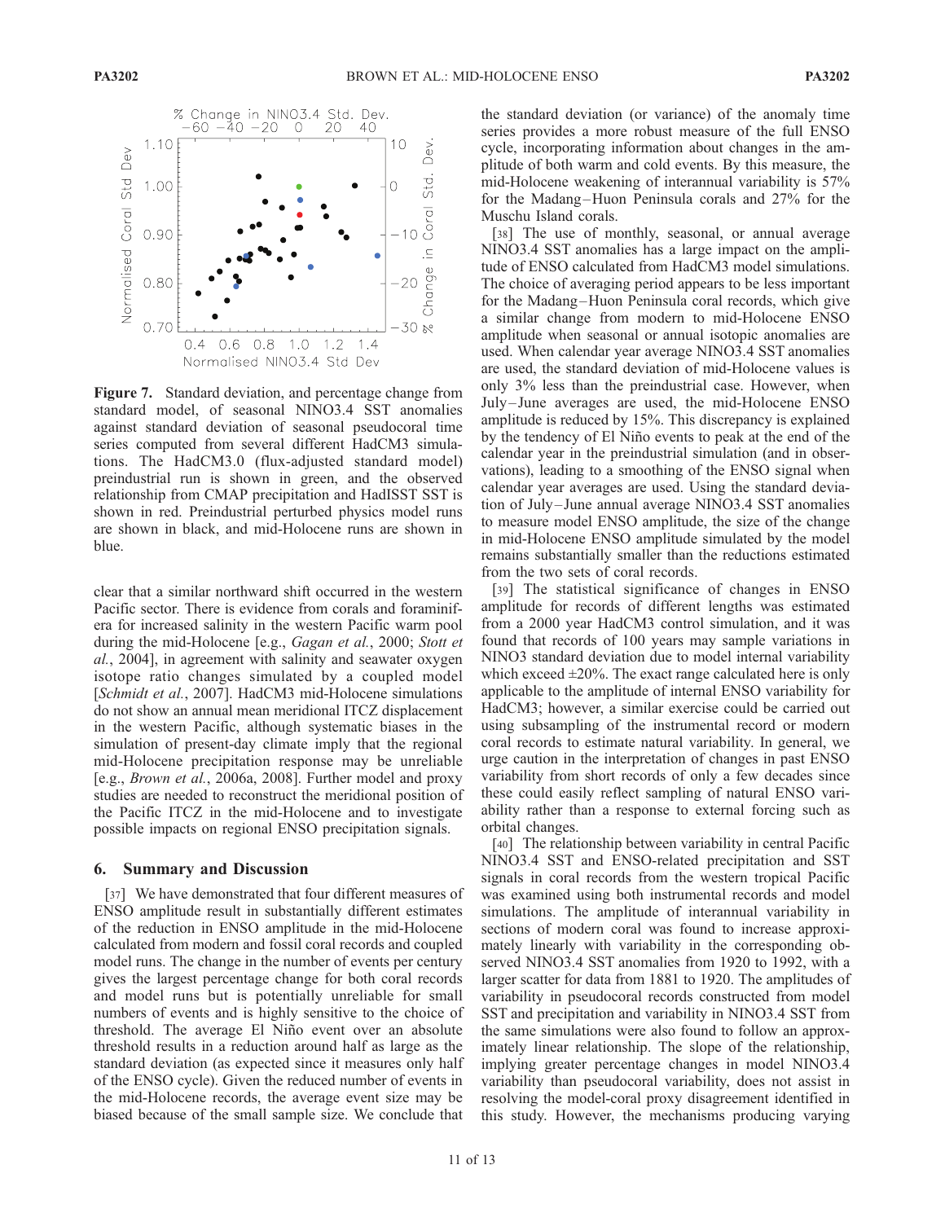% Change in NINO3.4 Std. Dev.
−60 −40 −20 0 20 40

Normalised Coral Std Dev
1.10
1.00
0.90
0.80
0.70

% Change in Coral Std. Dev.
10
0
−10
−20
−30

0.4 0.6 0.8 1.0 1.2 1.4
Normalised NINO3.4 Std Dev

**Figure 7.** Standard deviation, and percentage change from standard model, of seasonal NINO3.4 SST anomalies against standard deviation of seasonal pseudocoral time series computed from several different HadCM3 simulations. The HadCM3.0 (flux-adjusted standard model) preindustrial run is shown in green, and the observed relationship from CMAP precipitation and HadISST SST is shown in red. Preindustrial perturbed physics model runs are shown in black, and mid-Holocene runs are shown in blue.

clear that a similar northward shift occurred in the western Pacific sector. There is evidence from corals and foraminifera for increased salinity in the western Pacific warm pool during the mid-Holocene [e.g., *Gagan et al.*, 2000; *Stott et al.*, 2004], in agreement with salinity and seawater oxygen isotope ratio changes simulated by a coupled model [*Schmidt et al.*, 2007]. HadCM3 mid-Holocene simulations do not show an annual mean meridional ITCZ displacement in the western Pacific, although systematic biases in the simulation of present-day climate imply that the regional mid-Holocene precipitation response may be unreliable [e.g., *Brown et al.*, 2006a, 2008]. Further model and proxy studies are needed to reconstruct the meridional position of the Pacific ITCZ in the mid-Holocene and to investigate possible impacts on regional ENSO precipitation signals.

## 6. Summary and Discussion

[37] We have demonstrated that four different measures of ENSO amplitude result in substantially different estimates of the reduction in ENSO amplitude in the mid-Holocene calculated from modern and fossil coral records and coupled model runs. The change in the number of events per century gives the largest percentage change for both coral records and model runs but is potentially unreliable for small numbers of events and is highly sensitive to the choice of threshold. The average El Niño event over an absolute threshold results in a reduction around half as large as the standard deviation (as expected since it measures only half of the ENSO cycle). Given the reduced number of events in the mid-Holocene records, the average event size may be biased because of the small sample size. We conclude that the standard deviation (or variance) of the anomaly time series provides a more robust measure of the full ENSO cycle, incorporating information about changes in the amplitude of both warm and cold events. By this measure, the mid-Holocene weakening of interannual variability is 57% for the Madang–Huon Peninsula corals and 27% for the Muschu Island corals.

[38] The use of monthly, seasonal, or annual average NINO3.4 SST anomalies has a large impact on the amplitude of ENSO calculated from HadCM3 model simulations. The choice of averaging period appears to be less important for the Madang–Huon Peninsula coral records, which give a similar change from modern to mid-Holocene ENSO amplitude when seasonal or annual isotopic anomalies are used. When calendar year average NINO3.4 SST anomalies are used, the standard deviation of mid-Holocene values is only 3% less than the preindustrial case. However, when July–June averages are used, the mid-Holocene ENSO amplitude is reduced by 15%. This discrepancy is explained by the tendency of El Niño events to peak at the end of the calendar year in the preindustrial simulation (and in observations), leading to a smoothing of the ENSO signal when calendar year averages are used. Using the standard deviation of July–June annual average NINO3.4 SST anomalies to measure model ENSO amplitude, the size of the change in mid-Holocene ENSO amplitude simulated by the model remains substantially smaller than the reductions estimated from the two sets of coral records.

[39] The statistical significance of changes in ENSO amplitude for records of different lengths was estimated from a 2000 year HadCM3 control simulation, and it was found that records of 100 years may sample variations in NINO3 standard deviation due to model internal variability which exceed ±20%. The exact range calculated here is only applicable to the amplitude of internal ENSO variability for HadCM3; however, a similar exercise could be carried out using subsampling of the instrumental record or modern coral records to estimate natural variability. In general, we urge caution in the interpretation of changes in past ENSO variability from short records of only a few decades since these could easily reflect sampling of natural ENSO variability rather than a response to external forcing such as orbital changes.

[40] The relationship between variability in central Pacific NINO3.4 SST and ENSO-related precipitation and SST signals in coral records from the western tropical Pacific was examined using both instrumental records and model simulations. The amplitude of interannual variability in sections of modern coral was found to increase approximately linearly with variability in the corresponding observed NINO3.4 SST anomalies from 1920 to 1992, with a larger scatter for data from 1881 to 1920. The amplitudes of variability in pseudocoral records constructed from model SST and precipitation and variability in NINO3.4 SST from the same simulations were also found to follow an approximately linear relationship. The slope of the relationship, implying greater percentage changes in model NINO3.4 variability than pseudocoral variability, does not assist in resolving the model-coral proxy disagreement identified in this study. However, the mechanisms producing varying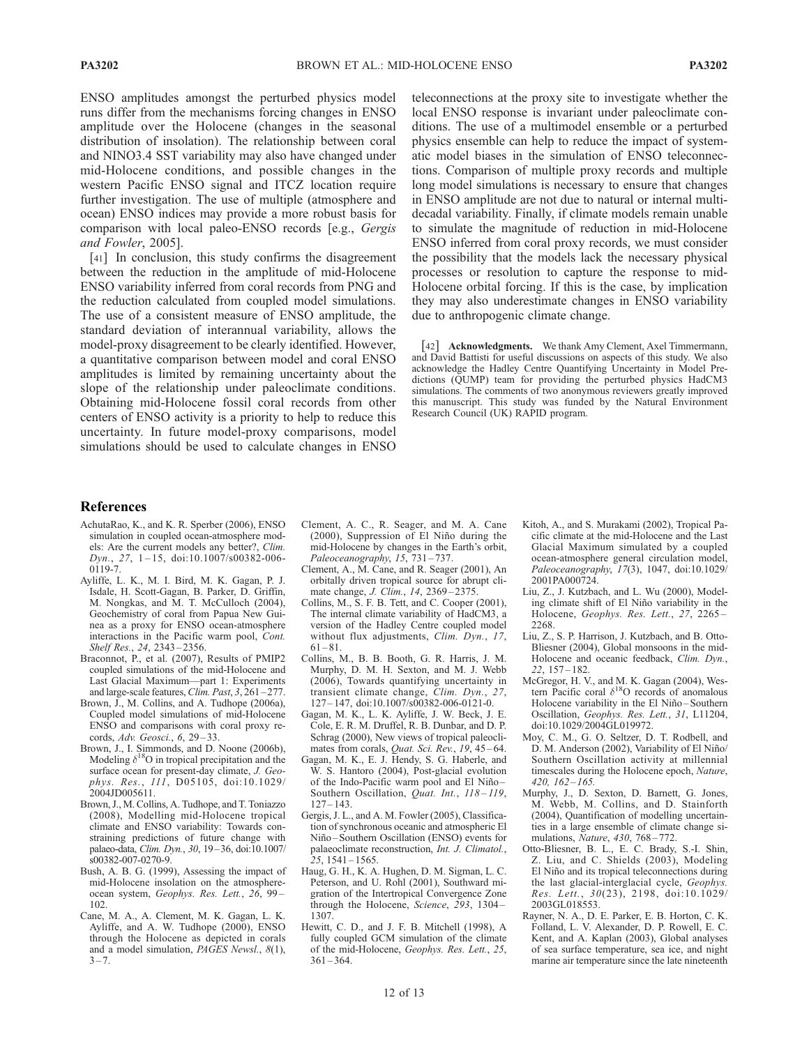ENSO amplitudes amongst the perturbed physics model runs differ from the mechanisms forcing changes in ENSO amplitude over the Holocene (changes in the seasonal distribution of insolation). The relationship between coral and NINO3.4 SST variability may also have changed under mid-Holocene conditions, and possible changes in the western Pacific ENSO signal and ITCZ location require further investigation. The use of multiple (atmosphere and ocean) ENSO indices may provide a more robust basis for comparison with local paleo-ENSO records [e.g., *Gergis and Fowler*, 2005].

[41] In conclusion, this study confirms the disagreement between the reduction in the amplitude of mid-Holocene ENSO variability inferred from coral records from PNG and the reduction calculated from coupled model simulations. The use of a consistent measure of ENSO amplitude, the standard deviation of interannual variability, allows the model-proxy disagreement to be clearly identified. However, a quantitative comparison between model and coral ENSO amplitudes is limited by remaining uncertainty about the slope of the relationship under paleoclimate conditions. Obtaining mid-Holocene fossil coral records from other centers of ENSO activity is a priority to help to reduce this uncertainty. In future model-proxy comparisons, model simulations should be used to calculate changes in ENSO teleconnections at the proxy site to investigate whether the local ENSO response is invariant under paleoclimate conditions. The use of a multimodel ensemble or a perturbed physics ensemble can help to reduce the impact of systematic model biases in the simulation of ENSO teleconnections. Comparison of multiple proxy records and multiple long model simulations is necessary to ensure that changes in ENSO amplitude are not due to natural or internal multidecadal variability. Finally, if climate models remain unable to simulate the magnitude of reduction in mid-Holocene ENSO inferred from coral proxy records, we must consider the possibility that the models lack the necessary physical processes or resolution to capture the response to mid-Holocene orbital forcing. If this is the case, by implication they may also underestimate changes in ENSO variability due to anthropogenic climate change.

[42] **Acknowledgments.** We thank Amy Clement, Axel Timmermann, and David Battisti for useful discussions on aspects of this study. We also acknowledge the Hadley Centre Quantifying Uncertainty in Model Predictions (QUMP) team for providing the perturbed physics HadCM3 simulations. The comments of two anonymous reviewers greatly improved this manuscript. This study was funded by the Natural Environment Research Council (UK) RAPID program.

## References

AchutaRao, K., and K. R. Sperber (2006), ENSO simulation in coupled ocean-atmosphere models: Are the current models any better?, *Clim. Dyn.*, *27*, 1–15, doi:10.1007/s00382-006-0119-7.

Ayliffe, L. K., M. I. Bird, M. K. Gagan, P. J. Isdale, H. Scott-Gagan, B. Parker, D. Griffin, M. Nongkas, and M. T. McCulloch (2004), Geochemistry of coral from Papua New Guinea as a proxy for ENSO ocean-atmosphere interactions in the Pacific warm pool, *Cont. Shelf Res.*, *24*, 2343–2356.

Braconnot, P., et al. (2007), Results of PMIP2 coupled simulations of the mid-Holocene and Last Glacial Maximum—part 1: Experiments and large-scale features, *Clim. Past*, *3*, 261–277.

Brown, J., M. Collins, and A. Tudhope (2006a), Coupled model simulations of mid-Holocene ENSO and comparisons with coral proxy records, *Adv. Geosci.*, *6*, 29–33.

Brown, J., I. Simmonds, and D. Noone (2006b), Modeling $\delta^{18}$O in tropical precipitation and the surface ocean for present-day climate, *J. Geophys. Res.*, *111*, D05105, doi:10.1029/2004JD005611.

Brown, J., M. Collins, A. Tudhope, and T. Toniazzo (2008), Modelling mid-Holocene tropical climate and ENSO variability: Towards constraining predictions of future change with palaeo-data, *Clim. Dyn.*, *30*, 19–36, doi:10.1007/s00382-007-0270-9.

Bush, A. B. G. (1999), Assessing the impact of mid-Holocene insolation on the atmosphere-ocean system, *Geophys. Res. Lett.*, *26*, 99–102.

Cane, M. A., A. Clement, M. K. Gagan, L. K. Ayliffe, and A. W. Tudhope (2000), ENSO through the Holocene as depicted in corals and a model simulation, *PAGES Newsl.*, *8*(1), 3–7.

Clement, A. C., R. Seager, and M. A. Cane (2000), Suppression of El Niño during the mid-Holocene by changes in the Earth's orbit, *Paleoceanography*, *15*, 731–737.

Clement, A., M. Cane, and R. Seager (2001), An orbitally driven tropical source for abrupt climate change, *J. Clim.*, *14*, 2369–2375.

Collins, M., S. F. B. Tett, and C. Cooper (2001), The internal climate variability of HadCM3, a version of the Hadley Centre coupled model without flux adjustments, *Clim. Dyn.*, *17*, 61–81.

Collins, M., B. B. Booth, G. R. Harris, J. M. Murphy, D. M. H. Sexton, and M. J. Webb (2006), Towards quantifying uncertainty in transient climate change, *Clim. Dyn.*, *27*, 127–147, doi:10.1007/s00382-006-0121-0.

Gagan, M. K., L. K. Ayliffe, J. W. Beck, J. E. Cole, E. R. M. Druffel, R. B. Dunbar, and D. P. Schrag (2000), New views of tropical paleoclimates from corals, *Quat. Sci. Rev.*, *19*, 45–64.

Gagan, M. K., E. J. Hendy, S. G. Haberle, and W. S. Hantoro (2004), Post-glacial evolution of the Indo-Pacific warm pool and El Niño–Southern Oscillation, *Quat. Int.*, *118–119*, 127–143.

Gergis, J. L., and A. M. Fowler (2005), Classification of synchronous oceanic and atmospheric El Niño–Southern Oscillation (ENSO) events for palaeoclimate reconstruction, *Int. J. Climatol.*, *25*, 1541–1565.

Haug, G. H., K. A. Hughen, D. M. Sigman, L. C. Peterson, and U. Rohl (2001), Southward migration of the Intertropical Convergence Zone through the Holocene, *Science*, *293*, 1304–1307.

Hewitt, C. D., and J. F. B. Mitchell (1998), A fully coupled GCM simulation of the climate of the mid-Holocene, *Geophys. Res. Lett.*, *25*, 361–364.

Kitoh, A., and S. Murakami (2002), Tropical Pacific climate at the mid-Holocene and the Last Glacial Maximum simulated by a coupled ocean-atmosphere general circulation model, *Paleoceanography*, *17*(3), 1047, doi:10.1029/2001PA000724.

Liu, Z., J. Kutzbach, and L. Wu (2000), Modeling climate shift of El Niño variability in the Holocene, *Geophys. Res. Lett.*, *27*, 2265–2268.

Liu, Z., S. P. Harrison, J. Kutzbach, and B. Otto-Bliesner (2004), Global monsoons in the mid-Holocene and oceanic feedback, *Clim. Dyn.*, *22*, 157–182.

McGregor, H. V., and M. K. Gagan (2004), Western Pacific coral $\delta^{18}$O records of anomalous Holocene variability in the El Niño–Southern Oscillation, *Geophys. Res. Lett.*, *31*, L11204, doi:10.1029/2004GL019972.

Moy, C. M., G. O. Seltzer, D. T. Rodbell, and D. M. Anderson (2002), Variability of El Niño/Southern Oscillation activity at millennial timescales during the Holocene epoch, *Nature*, *420*, 162–165.

Murphy, J., D. Sexton, D. Barnett, G. Jones, M. Webb, M. Collins, and D. Stainforth (2004), Quantification of modelling uncertainties in a large ensemble of climate change simulations, *Nature*, *430*, 768–772.

Otto-Bliesner, B. L., E. C. Brady, S.-I. Shin, Z. Liu, and C. Shields (2003), Modeling El Niño and its tropical teleconnections during the last glacial-interglacial cycle, *Geophys. Res. Lett.*, *30*(23), 2198, doi:10.1029/2003GL018553.

Rayner, N. A., D. E. Parker, E. B. Horton, C. K. Folland, L. V. Alexander, D. P. Rowell, E. C. Kent, and A. Kaplan (2003), Global analyses of sea surface temperature, sea ice, and night marine air temperature since the late nineteenth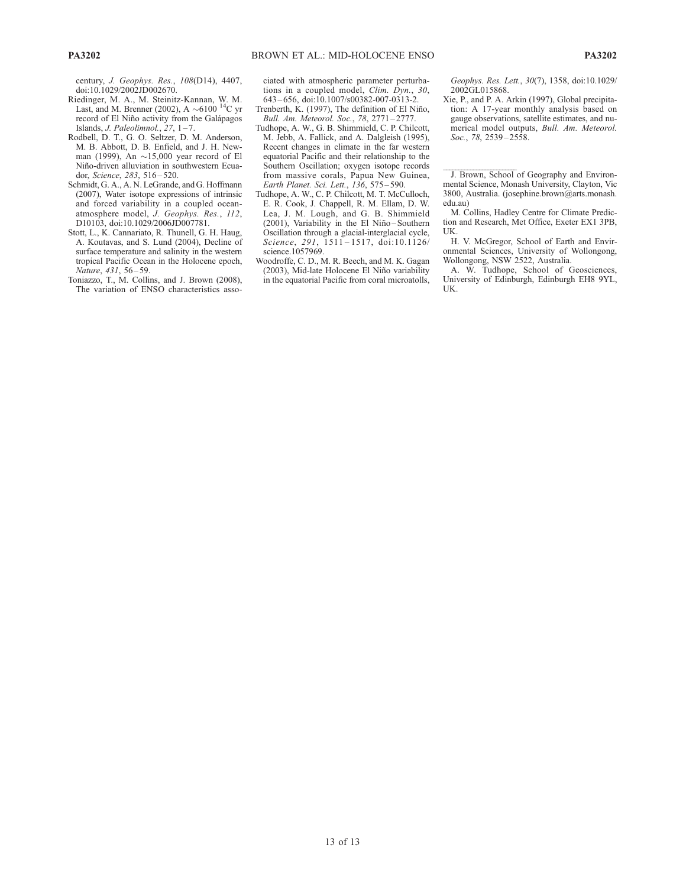century, *J. Geophys. Res.*, *108*(D14), 4407, doi:10.1029/2002JD002670.

Riedinger, M. A., M. Steinitz-Kannan, W. M. Last, and M. Brenner (2002), A ~6100 $^{14}$C yr record of El Niño activity from the Galápagos Islands, *J. Paleolimnol.*, *27*, 1–7.

Rodbell, D. T., G. O. Seltzer, D. M. Anderson, M. B. Abbott, D. B. Enfield, and J. H. Newman (1999), An ~15,000 year record of El Niño-driven alluviation in southwestern Ecuador, *Science*, *283*, 516–520.

Schmidt, G. A., A. N. LeGrande, and G. Hoffmann (2007), Water isotope expressions of intrinsic and forced variability in a coupled ocean-atmosphere model, *J. Geophys. Res.*, *112*, D10103, doi:10.1029/2006JD007781.

Stott, L., K. Cannariato, R. Thunell, G. H. Haug, A. Koutavas, and S. Lund (2004), Decline of surface temperature and salinity in the western tropical Pacific Ocean in the Holocene epoch, *Nature*, *431*, 56–59.

Toniazzo, T., M. Collins, and J. Brown (2008), The variation of ENSO characteristics associated with atmospheric parameter perturbations in a coupled model, *Clim. Dyn.*, *30*, 643–656, doi:10.1007/s00382-007-0313-2.

Trenberth, K. (1997), The definition of El Niño, *Bull. Am. Meteorol. Soc.*, *78*, 2771–2777.

Tudhope, A. W., G. B. Shimmield, C. P. Chilcott, M. Jebb, A. Fallick, and A. Dalgleish (1995), Recent changes in climate in the far western equatorial Pacific and their relationship to the Southern Oscillation; oxygen isotope records from massive corals, Papua New Guinea, *Earth Planet. Sci. Lett.*, *136*, 575–590.

Tudhope, A. W., C. P. Chilcott, M. T. McCulloch, E. R. Cook, J. Chappell, R. M. Ellam, D. W. Lea, J. M. Lough, and G. B. Shimmield (2001), Variability in the El Niño–Southern Oscillation through a glacial-interglacial cycle, *Science*, *291*, 1511–1517, doi:10.1126/science.1057969.

Woodroffe, C. D., M. R. Beech, and M. K. Gagan (2003), Mid-late Holocene El Niño variability in the equatorial Pacific from coral microatolls, *Geophys. Res. Lett.*, *30*(7), 1358, doi:10.1029/2002GL015868.

Xie, P., and P. A. Arkin (1997), Global precipitation: A 17-year monthly analysis based on gauge observations, satellite estimates, and numerical model outputs, *Bull. Am. Meteorol. Soc.*, *78*, 2539–2558.

---

J. Brown, School of Geography and Environmental Science, Monash University, Clayton, Vic 3800, Australia. (josephine.brown@arts.monash.edu.au)

M. Collins, Hadley Centre for Climate Prediction and Research, Met Office, Exeter EX1 3PB, UK.

H. V. McGregor, School of Earth and Environmental Sciences, University of Wollongong, Wollongong, NSW 2522, Australia.

A. W. Tudhope, School of Geosciences, University of Edinburgh, Edinburgh EH8 9YL, UK.